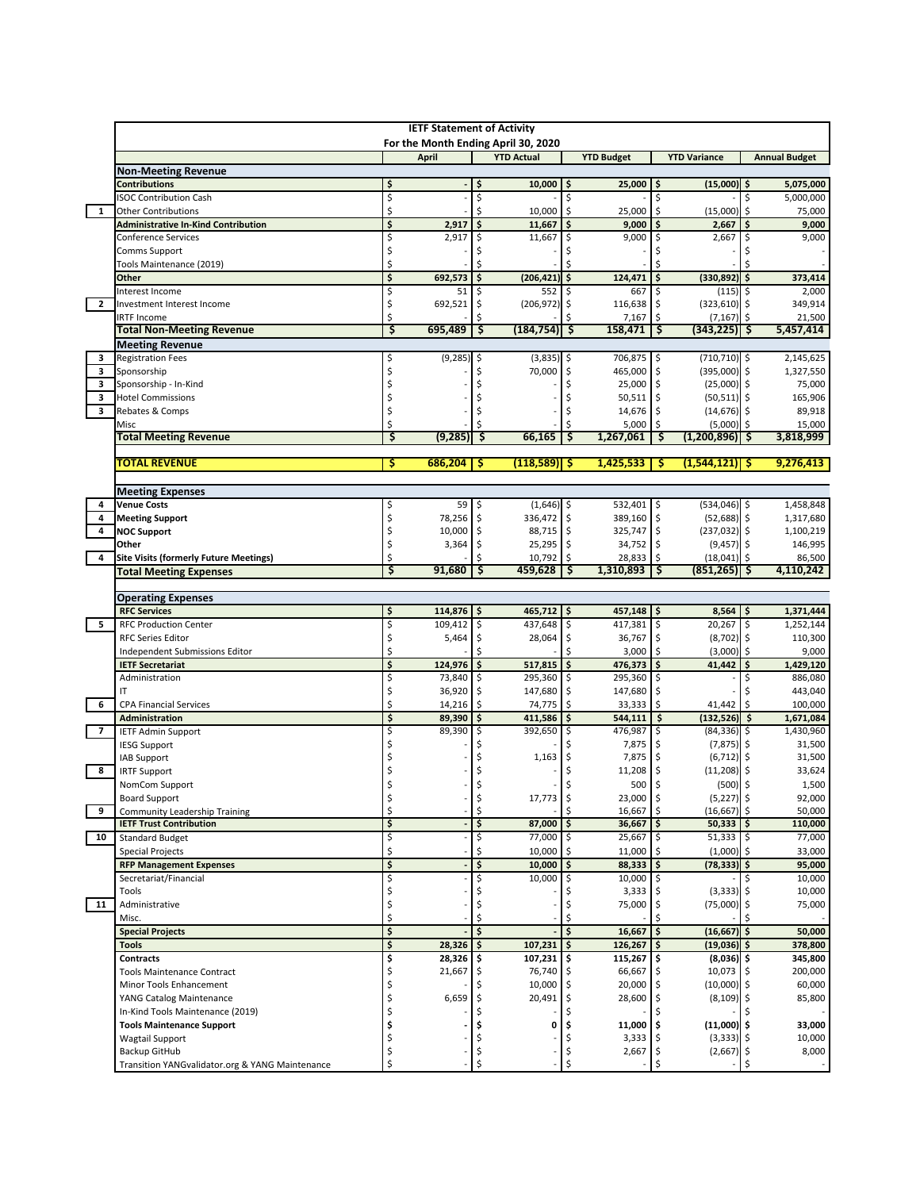# IETF Statement of Activity

## For the Month Ending April 30, 2020

| | | April | YTD Actual | YTD Budget | YTD Variance | Annual Budget |
|---|---|---|---|---|---|---|
| | **Non-Meeting Revenue** | | | | | |
| | **Contributions** | **$ -** | **$ 10,000** | **$ 25,000** | **$ (15,000)** | **$ 5,075,000** |
| | ISOC Contribution Cash | $ - | $ - | $ - | $ - | $ 5,000,000 |
| 1 | Other Contributions | $ - | $ 10,000 | $ 25,000 | $ (15,000) | $ 75,000 |
| | **Administrative In-Kind Contribution** | **$ 2,917** | **$ 11,667** | **$ 9,000** | **$ 2,667** | **$ 9,000** |
| | Conference Services | $ 2,917 | $ 11,667 | $ 9,000 | $ 2,667 | $ 9,000 |
| | Comms Support | $ - | $ - | $ - | $ - | $ - |
| | Tools Maintenance (2019) | $ - | $ - | $ - | $ - | $ - |
| | **Other** | **$ 692,573** | **$ (206,421)** | **$ 124,471** | **$ (330,892)** | **$ 373,414** |
| | Interest Income | $ 51 | $ 552 | $ 667 | $ (115) | $ 2,000 |
| 2 | Investment Interest Income | $ 692,521 | $ (206,972) | $ 116,638 | $ (323,610) | $ 349,914 |
| | IRTF Income | $ - | $ - | $ 7,167 | $ (7,167) | $ 21,500 |
| | **Total Non-Meeting Revenue** | **$ 695,489** | **$ (184,754)** | **$ 158,471** | **$ (343,225)** | **$ 5,457,414** |
| | **Meeting Revenue** | | | | | |
| 3 | Registration Fees | $ (9,285) | $ (3,835) | $ 706,875 | $ (710,710) | $ 2,145,625 |
| 3 | Sponsorship | $ - | $ 70,000 | $ 465,000 | $ (395,000) | $ 1,327,550 |
| 3 | Sponsorship - In-Kind | $ - | $ - | $ 25,000 | $ (25,000) | $ 75,000 |
| 3 | Hotel Commissions | $ - | $ - | $ 50,511 | $ (50,511) | $ 165,906 |
| 3 | Rebates & Comps | $ - | $ - | $ 14,676 | $ (14,676) | $ 89,918 |
| | Misc | $ - | $ - | $ 5,000 | $ (5,000) | $ 15,000 |
| | **Total Meeting Revenue** | **$ (9,285)** | **$ 66,165** | **$ 1,267,061** | **$ (1,200,896)** | **$ 3,818,999** |
| | **TOTAL REVENUE** | **$ 686,204** | **$ (118,589)** | **$ 1,425,533** | **$ (1,544,121)** | **$ 9,276,413** |
| | **Meeting Expenses** | | | | | |
| 4 | **Venue Costs** | $ 59 | $ (1,646) | $ 532,401 | $ (534,046) | $ 1,458,848 |
| 4 | **Meeting Support** | $ 78,256 | $ 336,472 | $ 389,160 | $ (52,688) | $ 1,317,680 |
| 4 | **NOC Support** | $ 10,000 | $ 88,715 | $ 325,747 | $ (237,032) | $ 1,100,219 |
| | **Other** | $ 3,364 | $ 25,295 | $ 34,752 | $ (9,457) | $ 146,995 |
| 4 | **Site Visits (formerly Future Meetings)** | $ - | $ 10,792 | $ 28,833 | $ (18,041) | $ 86,500 |
| | **Total Meeting Expenses** | **$ 91,680** | **$ 459,628** | **$ 1,310,893** | **$ (851,265)** | **$ 4,110,242** |
| | **Operating Expenses** | | | | | |
| | **RFC Services** | **$ 114,876** | **$ 465,712** | **$ 457,148** | **$ 8,564** | **$ 1,371,444** |
| 5 | RFC Production Center | $ 109,412 | $ 437,648 | $ 417,381 | $ 20,267 | $ 1,252,144 |
| | RFC Series Editor | $ 5,464 | $ 28,064 | $ 36,767 | $ (8,702) | $ 110,300 |
| | Independent Submissions Editor | $ - | $ - | $ 3,000 | $ (3,000) | $ 9,000 |
| | **IETF Secretariat** | **$ 124,976** | **$ 517,815** | **$ 476,373** | **$ 41,442** | **$ 1,429,120** |
| | Administration | $ 73,840 | $ 295,360 | $ 295,360 | $ - | $ 886,080 |
| | IT | $ 36,920 | $ 147,680 | $ 147,680 | $ - | $ 443,040 |
| 6 | CPA Financial Services | $ 14,216 | $ 74,775 | $ 33,333 | $ 41,442 | $ 100,000 |
| | **Administration** | **$ 89,390** | **$ 411,586** | **$ 544,111** | **$ (132,526)** | **$ 1,671,084** |
| 7 | IETF Admin Support | $ 89,390 | $ 392,650 | $ 476,987 | $ (84,336) | $ 1,430,960 |
| | IESG Support | $ - | $ - | $ 7,875 | $ (7,875) | $ 31,500 |
| | IAB Support | $ - | $ 1,163 | $ 7,875 | $ (6,712) | $ 31,500 |
| 8 | IRTF Support | $ - | $ - | $ 11,208 | $ (11,208) | $ 33,624 |
| | NomCom Support | $ - | $ - | $ 500 | $ (500) | $ 1,500 |
| | Board Support | $ - | $ 17,773 | $ 23,000 | $ (5,227) | $ 92,000 |
| 9 | Community Leadership Training | $ - | $ - | $ 16,667 | $ (16,667) | $ 50,000 |
| | **IETF Trust Contribution** | **$ -** | **$ 87,000** | **$ 36,667** | **$ 50,333** | **$ 110,000** |
| 10 | Standard Budget | $ - | $ 77,000 | $ 25,667 | $ 51,333 | $ 77,000 |
| | Special Projects | $ - | $ 10,000 | $ 11,000 | $ (1,000) | $ 33,000 |
| | **RFP Management Expenses** | **$ -** | **$ 10,000** | **$ 88,333** | **$ (78,333)** | **$ 95,000** |
| | Secretariat/Financial | $ - | $ 10,000 | $ 10,000 | $ - | $ 10,000 |
| | Tools | $ - | $ - | $ 3,333 | $ (3,333) | $ 10,000 |
| 11 | Administrative | $ - | $ - | $ 75,000 | $ (75,000) | $ 75,000 |
| | Misc. | $ - | $ - | $ - | $ - | $ - |
| | **Special Projects** | **$ -** | **$ -** | **$ 16,667** | **$ (16,667)** | **$ 50,000** |
| | **Tools** | **$ 28,326** | **$ 107,231** | **$ 126,267** | **$ (19,036)** | **$ 378,800** |
| | **Contracts** | **$ 28,326** | **$ 107,231** | **$ 115,267** | **$ (8,036)** | **$ 345,800** |
| | Tools Maintenance Contract | $ 21,667 | $ 76,740 | $ 66,667 | $ 10,073 | $ 200,000 |
| | Minor Tools Enhancement | $ - | $ 10,000 | $ 20,000 | $ (10,000) | $ 60,000 |
| | YANG Catalog Maintenance | $ 6,659 | $ 20,491 | $ 28,600 | $ (8,109) | $ 85,800 |
| | In-Kind Tools Maintenance (2019) | $ - | $ - | $ - | $ - | $ - |
| | **Tools Maintenance Support** | **$ -** | **$ 0** | **$ 11,000** | **$ (11,000)** | **$ 33,000** |
| | Wagtail Support | $ - | $ - | $ 3,333 | $ (3,333) | $ 10,000 |
| | Backup GitHub | $ - | $ - | $ 2,667 | $ (2,667) | $ 8,000 |
| | Transition YANGvalidator.org & YANG Maintenance | $ - | $ - | $ - | $ - | $ - |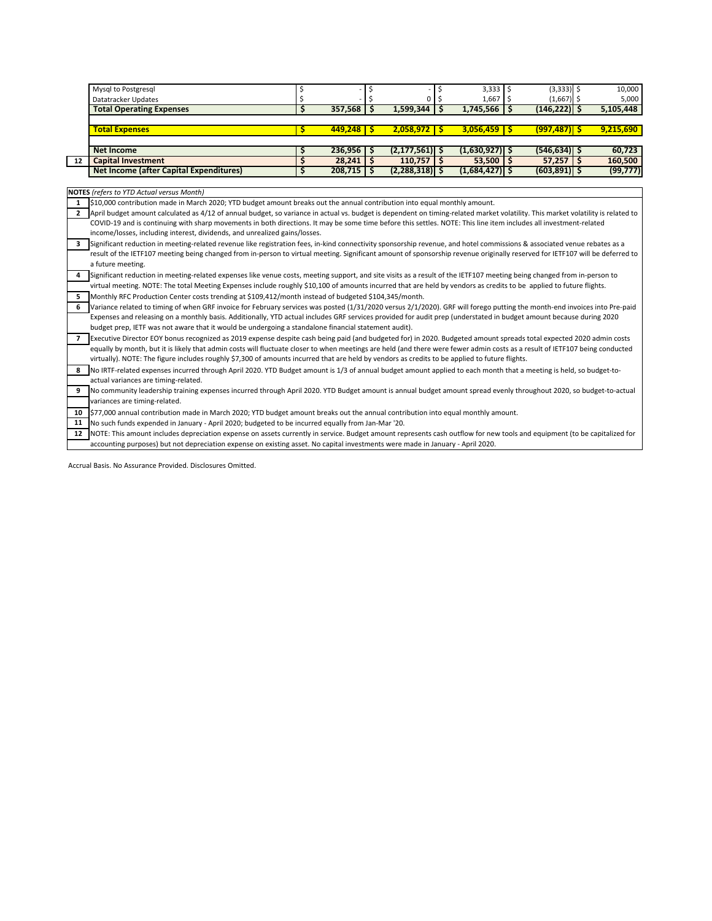| | | | | | |
|---|---|---|---|---|---|
| | Mysql to Postgresql | $ - | $ - | $ 3,333 | $ (3,333) | $ 10,000 |
| | Datatracker Updates | $ - | $ 0 | $ 1,667 | $ (1,667) | $ 5,000 |
| | **Total Operating Expenses** | **$ 357,568** | **$ 1,599,344** | **$ 1,745,566** | **$ (146,222)** | **$ 5,105,448** |
| | | | | | | |
| | **Total Expenses** | **$ 449,248** | **$ 2,058,972** | **$ 3,056,459** | **$ (997,487)** | **$ 9,215,690** |
| | | | | | | |
| | **Net Income** | **$ 236,956** | **$ (2,177,561)** | **$ (1,630,927)** | **$ (546,634)** | **$ 60,723** |
| 12 | **Capital Investment** | **$ 28,241** | **$ 110,757** | **$ 53,500** | **$ 57,257** | **$ 160,500** |
| | **Net Income (after Capital Expenditures)** | **$ 208,715** | **$ (2,288,318)** | **$ (1,684,427)** | **$ (603,891)** | **$ (99,777)** |

**NOTES** *(refers to YTD Actual versus Month)*

| | |
|---|---|
| 1 | $10,000 contribution made in March 2020; YTD budget amount breaks out the annual contribution into equal monthly amount. |
| 2 | April budget amount calculated as 4/12 of annual budget, so variance in actual vs. budget is dependent on timing-related market volatility. This market volatility is related to COVID-19 and is continuing with sharp movements in both directions. It may be some time before this settles. NOTE: This line item includes all investment-related income/losses, including interest, dividends, and unrealized gains/losses. |
| 3 | Significant reduction in meeting-related revenue like registration fees, in-kind connectivity sponsorship revenue, and hotel commissions & associated venue rebates as a result of the IETF107 meeting being changed from in-person to virtual meeting. Significant amount of sponsorship revenue originally reserved for IETF107 will be deferred to a future meeting. |
| 4 | Significant reduction in meeting-related expenses like venue costs, meeting support, and site visits as a result of the IETF107 meeting being changed from in-person to virtual meeting. NOTE: The total Meeting Expenses include roughly $10,100 of amounts incurred that are held by vendors as credits to be applied to future flights. |
| 5 | Monthly RFC Production Center costs trending at $109,412/month instead of budgeted $104,345/month. |
| 6 | Variance related to timing of when GRF invoice for February services was posted (1/31/2020 versus 2/1/2020). GRF will forego putting the month-end invoices into Pre-paid Expenses and releasing on a monthly basis. Additionally, YTD actual includes GRF services provided for audit prep (understated in budget amount because during 2020 budget prep, IETF was not aware that it would be undergoing a standalone financial statement audit). |
| 7 | Executive Director EOY bonus recognized as 2019 expense despite cash being paid (and budgeted for) in 2020. Budgeted amount spreads total expected 2020 admin costs equally by month, but it is likely that admin costs will fluctuate closer to when meetings are held (and there were fewer admin costs as a result of IETF107 being conducted virtually). NOTE: The figure includes roughly $7,300 of amounts incurred that are held by vendors as credits to be applied to future flights. |
| 8 | No IRTF-related expenses incurred through April 2020. YTD Budget amount is 1/3 of annual budget amount applied to each month that a meeting is held, so budget-to-actual variances are timing-related. |
| 9 | No community leadership training expenses incurred through April 2020. YTD Budget amount is annual budget amount spread evenly throughout 2020, so budget-to-actual variances are timing-related. |
| 10 | $77,000 annual contribution made in March 2020; YTD budget amount breaks out the annual contribution into equal monthly amount. |
| 11 | No such funds expended in January - April 2020; budgeted to be incurred equally from Jan-Mar '20. |
| 12 | NOTE: This amount includes depreciation expense on assets currently in service. Budget amount represents cash outflow for new tools and equipment (to be capitalized for accounting purposes) but not depreciation expense on existing asset. No capital investments were made in January - April 2020. |

Accrual Basis. No Assurance Provided. Disclosures Omitted.